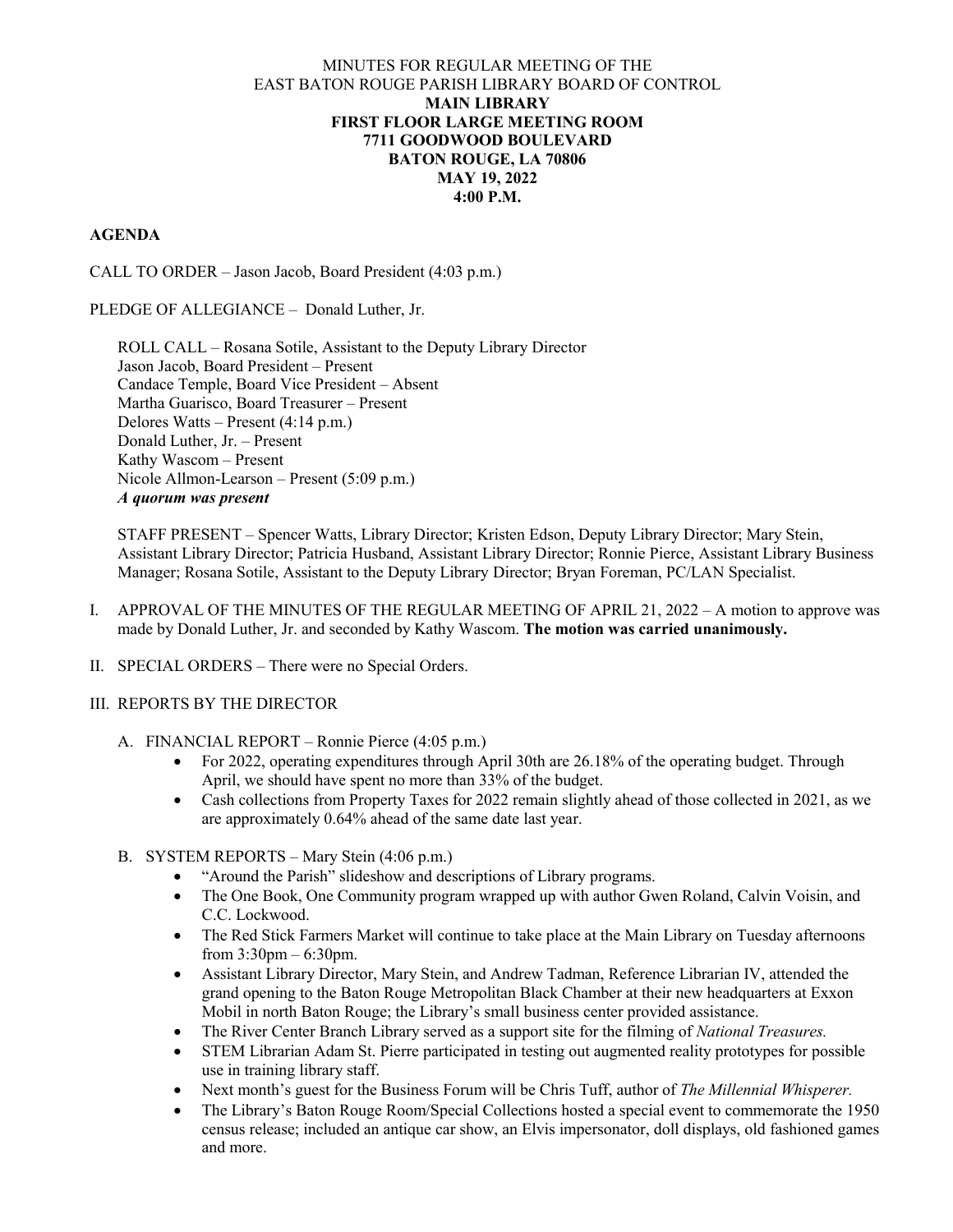MINUTES FOR REGULAR MEETING OF THE
EAST BATON ROUGE PARISH LIBRARY BOARD OF CONTROL

**MAIN LIBRARY**
**FIRST FLOOR LARGE MEETING ROOM**
**7711 GOODWOOD BOULEVARD**
**BATON ROUGE, LA 70806**
**MAY 19, 2022**
**4:00 P.M.**

**AGENDA**

CALL TO ORDER – Jason Jacob, Board President (4:03 p.m.)

PLEDGE OF ALLEGIANCE – Donald Luther, Jr.

ROLL CALL – Rosana Sotile, Assistant to the Deputy Library Director
Jason Jacob, Board President – Present
Candace Temple, Board Vice President – Absent
Martha Guarisco, Board Treasurer – Present
Delores Watts – Present (4:14 p.m.)
Donald Luther, Jr. – Present
Kathy Wascom – Present
Nicole Allmon-Learson – Present (5:09 p.m.)
***A quorum was present***

STAFF PRESENT – Spencer Watts, Library Director; Kristen Edson, Deputy Library Director; Mary Stein, Assistant Library Director; Patricia Husband, Assistant Library Director; Ronnie Pierce, Assistant Library Business Manager; Rosana Sotile, Assistant to the Deputy Library Director; Bryan Foreman, PC/LAN Specialist.

I. APPROVAL OF THE MINUTES OF THE REGULAR MEETING OF APRIL 21, 2022 – A motion to approve was made by Donald Luther, Jr. and seconded by Kathy Wascom. **The motion was carried unanimously.**

II. SPECIAL ORDERS – There were no Special Orders.

III. REPORTS BY THE DIRECTOR

A. FINANCIAL REPORT – Ronnie Pierce (4:05 p.m.)
- For 2022, operating expenditures through April 30th are 26.18% of the operating budget. Through April, we should have spent no more than 33% of the budget.
- Cash collections from Property Taxes for 2022 remain slightly ahead of those collected in 2021, as we are approximately 0.64% ahead of the same date last year.

B. SYSTEM REPORTS – Mary Stein (4:06 p.m.)
- "Around the Parish" slideshow and descriptions of Library programs.
- The One Book, One Community program wrapped up with author Gwen Roland, Calvin Voisin, and C.C. Lockwood.
- The Red Stick Farmers Market will continue to take place at the Main Library on Tuesday afternoons from 3:30pm – 6:30pm.
- Assistant Library Director, Mary Stein, and Andrew Tadman, Reference Librarian IV, attended the grand opening to the Baton Rouge Metropolitan Black Chamber at their new headquarters at Exxon Mobil in north Baton Rouge; the Library's small business center provided assistance.
- The River Center Branch Library served as a support site for the filming of *National Treasures.*
- STEM Librarian Adam St. Pierre participated in testing out augmented reality prototypes for possible use in training library staff.
- Next month's guest for the Business Forum will be Chris Tuff, author of *The Millennial Whisperer.*
- The Library's Baton Rouge Room/Special Collections hosted a special event to commemorate the 1950 census release; included an antique car show, an Elvis impersonator, doll displays, old fashioned games and more.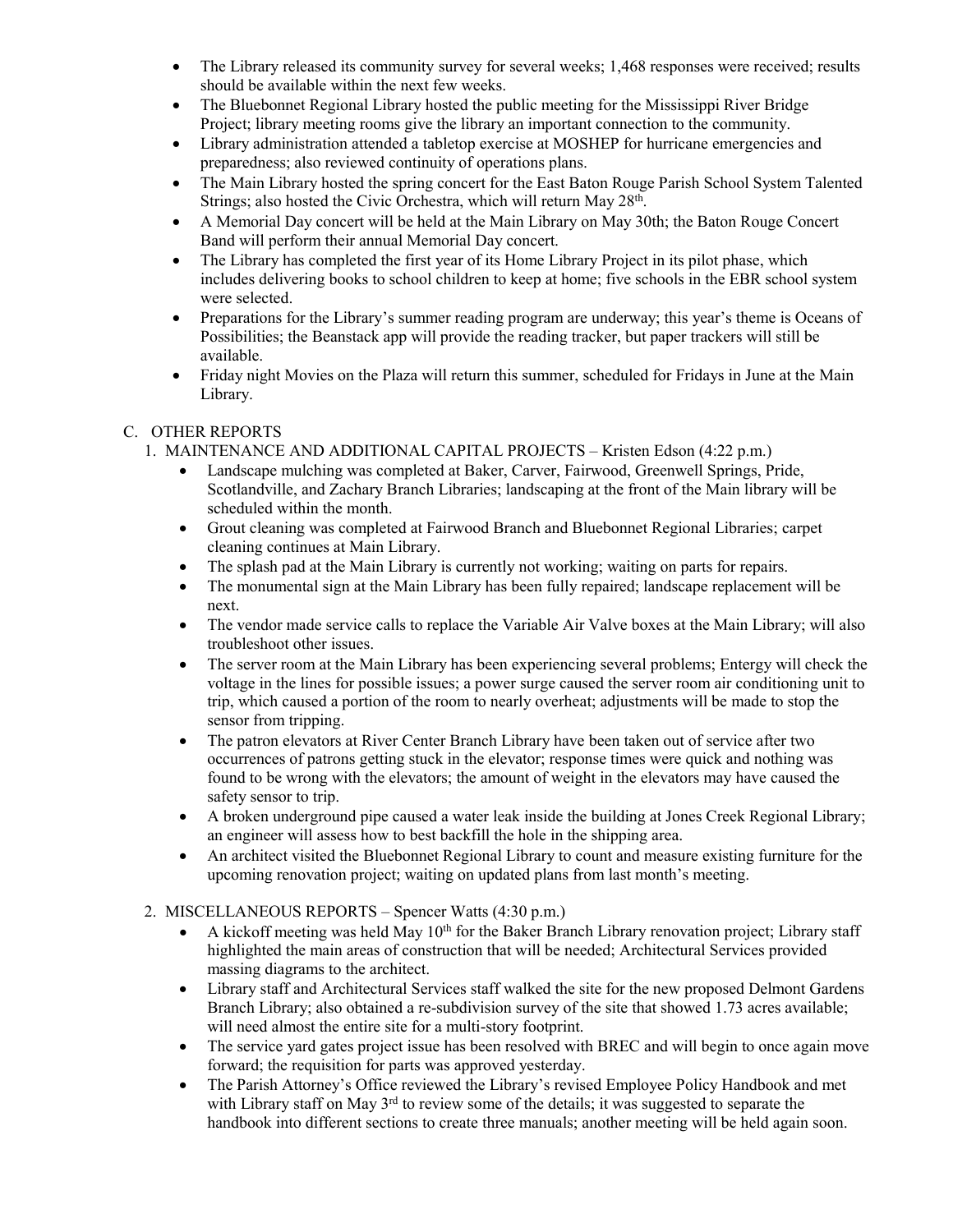- The Library released its community survey for several weeks; 1,468 responses were received; results should be available within the next few weeks.
- The Bluebonnet Regional Library hosted the public meeting for the Mississippi River Bridge Project; library meeting rooms give the library an important connection to the community.
- Library administration attended a tabletop exercise at MOSHEP for hurricane emergencies and preparedness; also reviewed continuity of operations plans.
- The Main Library hosted the spring concert for the East Baton Rouge Parish School System Talented Strings; also hosted the Civic Orchestra, which will return May 28th.
- A Memorial Day concert will be held at the Main Library on May 30th; the Baton Rouge Concert Band will perform their annual Memorial Day concert.
- The Library has completed the first year of its Home Library Project in its pilot phase, which includes delivering books to school children to keep at home; five schools in the EBR school system were selected.
- Preparations for the Library's summer reading program are underway; this year's theme is Oceans of Possibilities; the Beanstack app will provide the reading tracker, but paper trackers will still be available.
- Friday night Movies on the Plaza will return this summer, scheduled for Fridays in June at the Main Library.

C. OTHER REPORTS

1. MAINTENANCE AND ADDITIONAL CAPITAL PROJECTS – Kristen Edson (4:22 p.m.)
   - Landscape mulching was completed at Baker, Carver, Fairwood, Greenwell Springs, Pride, Scotlandville, and Zachary Branch Libraries; landscaping at the front of the Main library will be scheduled within the month.
   - Grout cleaning was completed at Fairwood Branch and Bluebonnet Regional Libraries; carpet cleaning continues at Main Library.
   - The splash pad at the Main Library is currently not working; waiting on parts for repairs.
   - The monumental sign at the Main Library has been fully repaired; landscape replacement will be next.
   - The vendor made service calls to replace the Variable Air Valve boxes at the Main Library; will also troubleshoot other issues.
   - The server room at the Main Library has been experiencing several problems; Entergy will check the voltage in the lines for possible issues; a power surge caused the server room air conditioning unit to trip, which caused a portion of the room to nearly overheat; adjustments will be made to stop the sensor from tripping.
   - The patron elevators at River Center Branch Library have been taken out of service after two occurrences of patrons getting stuck in the elevator; response times were quick and nothing was found to be wrong with the elevators; the amount of weight in the elevators may have caused the safety sensor to trip.
   - A broken underground pipe caused a water leak inside the building at Jones Creek Regional Library; an engineer will assess how to best backfill the hole in the shipping area.
   - An architect visited the Bluebonnet Regional Library to count and measure existing furniture for the upcoming renovation project; waiting on updated plans from last month's meeting.

2. MISCELLANEOUS REPORTS – Spencer Watts (4:30 p.m.)
   - A kickoff meeting was held May 10th for the Baker Branch Library renovation project; Library staff highlighted the main areas of construction that will be needed; Architectural Services provided massing diagrams to the architect.
   - Library staff and Architectural Services staff walked the site for the new proposed Delmont Gardens Branch Library; also obtained a re-subdivision survey of the site that showed 1.73 acres available; will need almost the entire site for a multi-story footprint.
   - The service yard gates project issue has been resolved with BREC and will begin to once again move forward; the requisition for parts was approved yesterday.
   - The Parish Attorney's Office reviewed the Library's revised Employee Policy Handbook and met with Library staff on May 3rd to review some of the details; it was suggested to separate the handbook into different sections to create three manuals; another meeting will be held again soon.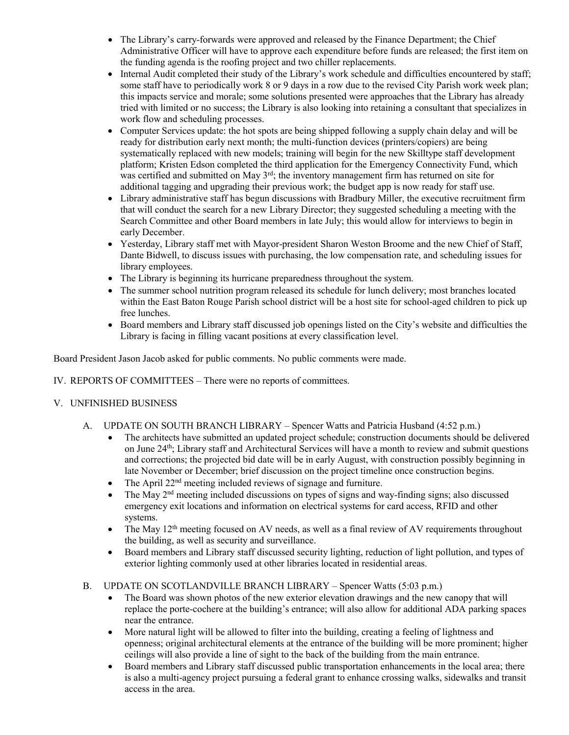- The Library's carry-forwards were approved and released by the Finance Department; the Chief Administrative Officer will have to approve each expenditure before funds are released; the first item on the funding agenda is the roofing project and two chiller replacements.
- Internal Audit completed their study of the Library's work schedule and difficulties encountered by staff; some staff have to periodically work 8 or 9 days in a row due to the revised City Parish work week plan; this impacts service and morale; some solutions presented were approaches that the Library has already tried with limited or no success; the Library is also looking into retaining a consultant that specializes in work flow and scheduling processes.
- Computer Services update: the hot spots are being shipped following a supply chain delay and will be ready for distribution early next month; the multi-function devices (printers/copiers) are being systematically replaced with new models; training will begin for the new Skilltype staff development platform; Kristen Edson completed the third application for the Emergency Connectivity Fund, which was certified and submitted on May 3rd; the inventory management firm has returned on site for additional tagging and upgrading their previous work; the budget app is now ready for staff use.
- Library administrative staff has begun discussions with Bradbury Miller, the executive recruitment firm that will conduct the search for a new Library Director; they suggested scheduling a meeting with the Search Committee and other Board members in late July; this would allow for interviews to begin in early December.
- Yesterday, Library staff met with Mayor-president Sharon Weston Broome and the new Chief of Staff, Dante Bidwell, to discuss issues with purchasing, the low compensation rate, and scheduling issues for library employees.
- The Library is beginning its hurricane preparedness throughout the system.
- The summer school nutrition program released its schedule for lunch delivery; most branches located within the East Baton Rouge Parish school district will be a host site for school-aged children to pick up free lunches.
- Board members and Library staff discussed job openings listed on the City's website and difficulties the Library is facing in filling vacant positions at every classification level.

Board President Jason Jacob asked for public comments. No public comments were made.

IV. REPORTS OF COMMITTEES – There were no reports of committees.

V. UNFINISHED BUSINESS

A. UPDATE ON SOUTH BRANCH LIBRARY – Spencer Watts and Patricia Husband (4:52 p.m.)

- The architects have submitted an updated project schedule; construction documents should be delivered on June 24th; Library staff and Architectural Services will have a month to review and submit questions and corrections; the projected bid date will be in early August, with construction possibly beginning in late November or December; brief discussion on the project timeline once construction begins.
- The April 22nd meeting included reviews of signage and furniture.
- The May 2nd meeting included discussions on types of signs and way-finding signs; also discussed emergency exit locations and information on electrical systems for card access, RFID and other systems.
- The May 12th meeting focused on AV needs, as well as a final review of AV requirements throughout the building, as well as security and surveillance.
- Board members and Library staff discussed security lighting, reduction of light pollution, and types of exterior lighting commonly used at other libraries located in residential areas.

B. UPDATE ON SCOTLANDVILLE BRANCH LIBRARY – Spencer Watts (5:03 p.m.)

- The Board was shown photos of the new exterior elevation drawings and the new canopy that will replace the porte-cochere at the building's entrance; will also allow for additional ADA parking spaces near the entrance.
- More natural light will be allowed to filter into the building, creating a feeling of lightness and openness; original architectural elements at the entrance of the building will be more prominent; higher ceilings will also provide a line of sight to the back of the building from the main entrance.
- Board members and Library staff discussed public transportation enhancements in the local area; there is also a multi-agency project pursuing a federal grant to enhance crossing walks, sidewalks and transit access in the area.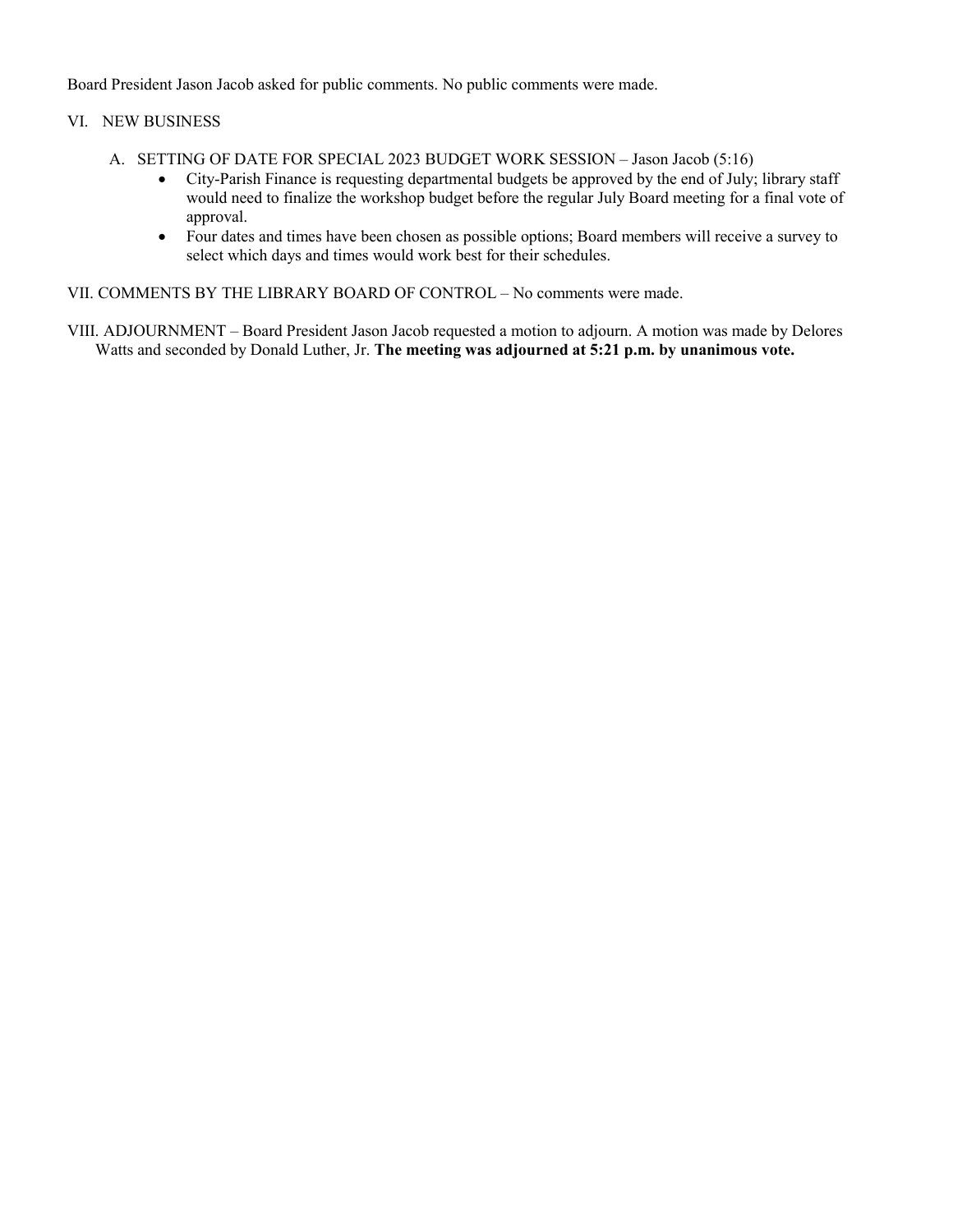Board President Jason Jacob asked for public comments. No public comments were made.

VI. NEW BUSINESS

A. SETTING OF DATE FOR SPECIAL 2023 BUDGET WORK SESSION – Jason Jacob (5:16)

- City-Parish Finance is requesting departmental budgets be approved by the end of July; library staff would need to finalize the workshop budget before the regular July Board meeting for a final vote of approval.
- Four dates and times have been chosen as possible options; Board members will receive a survey to select which days and times would work best for their schedules.

VII. COMMENTS BY THE LIBRARY BOARD OF CONTROL – No comments were made.

VIII. ADJOURNMENT – Board President Jason Jacob requested a motion to adjourn. A motion was made by Delores Watts and seconded by Donald Luther, Jr. **The meeting was adjourned at 5:21 p.m. by unanimous vote.**